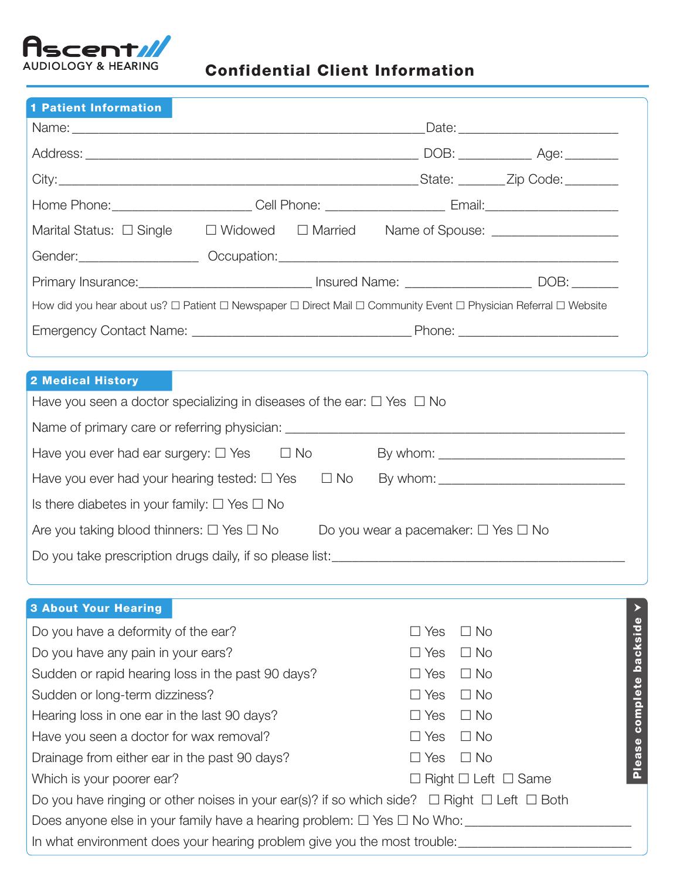Ascent AUDIOLOGY & HEARING

# Confidential Client Information

## 1 Patient Information

Name: ____________________________________________ Date: ____________________

Address: __________________________________________ DOB: __________ Age: ________

City: _____________________________________________ State: _______ Zip Code: ________

Home Phone: ___________________ Cell Phone: _________________ Email: ___________________

Marital Status: ☐ Single ☐ Widowed ☐ Married Name of Spouse: _________________

Gender: _________________ Occupation: ____________________________________________

Primary Insurance: ________________________ Insured Name: _________________ DOB: _______

How did you hear about us? ☐ Patient ☐ Newspaper ☐ Direct Mail ☐ Community Event ☐ Physician Referral ☐ Website

Emergency Contact Name: _______________________________ Phone: ____________________

## 2 Medical History

Have you seen a doctor specializing in diseases of the ear: ☐ Yes ☐ No

Name of primary care or referring physician: ______________________________________________

Have you ever had ear surgery: ☐ Yes ☐ No By whom: _________________________

Have you ever had your hearing tested: ☐ Yes ☐ No By whom: _________________________

Is there diabetes in your family: ☐ Yes ☐ No

Are you taking blood thinners: ☐ Yes ☐ No Do you wear a pacemaker: ☐ Yes ☐ No

Do you take prescription drugs daily, if so please list: ______________________________________

## 3 About Your Hearing

Do you have a deformity of the ear? ☐ Yes ☐ No

Do you have any pain in your ears? ☐ Yes ☐ No

Sudden or rapid hearing loss in the past 90 days? ☐ Yes ☐ No

Sudden or long-term dizziness? ☐ Yes ☐ No

Hearing loss in one ear in the last 90 days? ☐ Yes ☐ No

Have you seen a doctor for wax removal? ☐ Yes ☐ No

Drainage from either ear in the past 90 days? ☐ Yes ☐ No

Which is your poorer ear? ☐ Right ☐ Left ☐ Same

Do you have ringing or other noises in your ear(s)? if so which side? ☐ Right ☐ Left ☐ Both

Does anyone else in your family have a hearing problem: ☐ Yes ☐ No Who: ______________________

In what environment does your hearing problem give you the most trouble: ______________________

Please complete backside ➤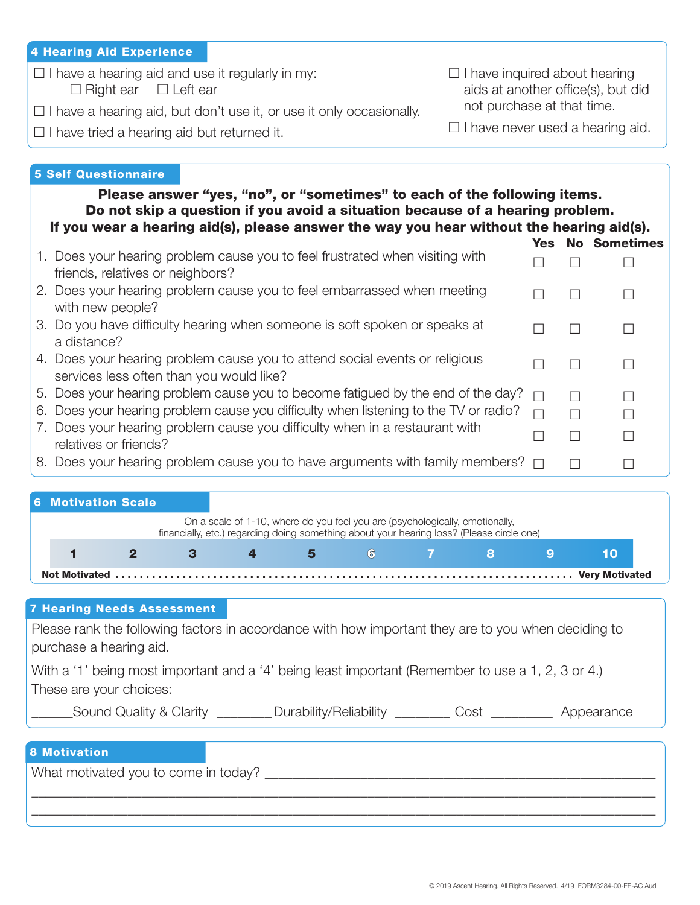## 4 Hearing Aid Experience

☐ I have a hearing aid and use it regularly in my:
  ☐ Right ear  ☐ Left ear

☐ I have a hearing aid, but don't use it, or use it only occasionally.

☐ I have tried a hearing aid but returned it.

☐ I have inquired about hearing aids at another office(s), but did not purchase at that time.

☐ I have never used a hearing aid.

## 5 Self Questionnaire

**Please answer "yes, "no", or "sometimes" to each of the following items.**
**Do not skip a question if you avoid a situation because of a hearing problem.**
**If you wear a hearing aid(s), please answer the way you hear without the hearing aid(s).**

| | Yes | No | Sometimes |
|---|---|---|---|
| 1. Does your hearing problem cause you to feel frustrated when visiting with friends, relatives or neighbors? | ☐ | ☐ | ☐ |
| 2. Does your hearing problem cause you to feel embarrassed when meeting with new people? | ☐ | ☐ | ☐ |
| 3. Do you have difficulty hearing when someone is soft spoken or speaks at a distance? | ☐ | ☐ | ☐ |
| 4. Does your hearing problem cause you to attend social events or religious services less often than you would like? | ☐ | ☐ | ☐ |
| 5. Does your hearing problem cause you to become fatigued by the end of the day? | ☐ | ☐ | ☐ |
| 6. Does your hearing problem cause you difficulty when listening to the TV or radio? | ☐ | ☐ | ☐ |
| 7. Does your hearing problem cause you difficulty when in a restaurant with relatives or friends? | ☐ | ☐ | ☐ |
| 8. Does your hearing problem cause you to have arguments with family members? | ☐ | ☐ | ☐ |

## 6 Motivation Scale

On a scale of 1-10, where do you feel you are (psychologically, emotionally, financially, etc.) regarding doing something about your hearing loss? (Please circle one)

1 2 3 4 5 6 7 8 9 10

**Not Motivated** ........................................ **Very Motivated**

## 7 Hearing Needs Assessment

Please rank the following factors in accordance with how important they are to you when deciding to purchase a hearing aid.

With a '1' being most important and a '4' being least important (Remember to use a 1, 2, 3 or 4.) These are your choices:

______Sound Quality & Clarity ________Durability/Reliability ________ Cost _________ Appearance

## 8 Motivation

What motivated you to come in today? ____________________________________________________

______________________________________________________________________________

______________________________________________________________________________

© 2019 Ascent Hearing. All Rights Reserved. 4/19 FORM3284-00-EE-AC Aud